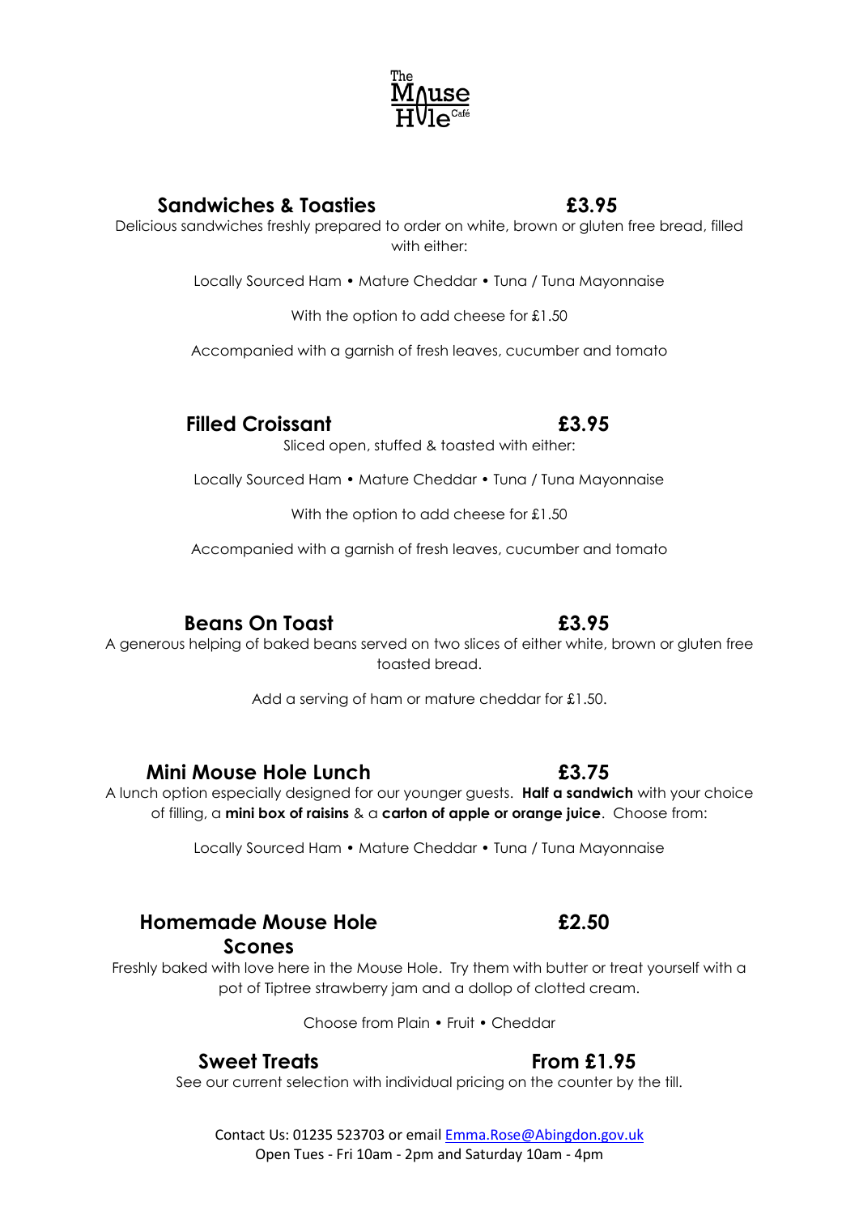The Mouse Hole Café

## Sandwiches & Toasties £3.95

Delicious sandwiches freshly prepared to order on white, brown or gluten free bread, filled with either:

Locally Sourced Ham • Mature Cheddar • Tuna / Tuna Mayonnaise

With the option to add cheese for £1.50

Accompanied with a garnish of fresh leaves, cucumber and tomato

## Filled Croissant £3.95

Sliced open, stuffed & toasted with either:

Locally Sourced Ham • Mature Cheddar • Tuna / Tuna Mayonnaise

With the option to add cheese for £1.50

Accompanied with a garnish of fresh leaves, cucumber and tomato

## Beans On Toast £3.95

A generous helping of baked beans served on two slices of either white, brown or gluten free toasted bread.

Add a serving of ham or mature cheddar for £1.50.

## Mini Mouse Hole Lunch £3.75

A lunch option especially designed for our younger guests. **Half a sandwich** with your choice of filling, a **mini box of raisins** & a **carton of apple or orange juice**. Choose from:

Locally Sourced Ham • Mature Cheddar • Tuna / Tuna Mayonnaise

## Homemade Mouse Hole Scones £2.50

Freshly baked with love here in the Mouse Hole. Try them with butter or treat yourself with a pot of Tiptree strawberry jam and a dollop of clotted cream.

Choose from Plain • Fruit • Cheddar

## Sweet Treats From £1.95

See our current selection with individual pricing on the counter by the till.

Contact Us: 01235 523703 or email Emma.Rose@Abingdon.gov.uk
Open Tues - Fri 10am - 2pm and Saturday 10am - 4pm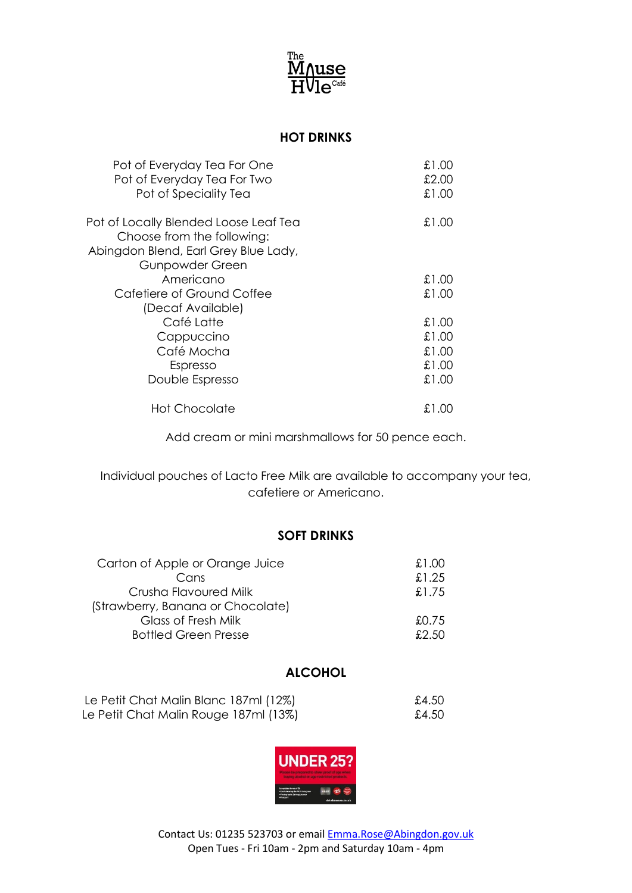The Mouse Hole Café

## HOT DRINKS

| | |
|---|---|
| Pot of Everyday Tea For One | £1.00 |
| Pot of Everyday Tea For Two | £2.00 |
| Pot of Speciality Tea | £1.00 |
| Pot of Locally Blended Loose Leaf Tea<br>Choose from the following:<br>Abingdon Blend, Earl Grey Blue Lady,<br>Gunpowder Green | £1.00 |
| Americano | £1.00 |
| Cafetiere of Ground Coffee<br>(Decaf Available) | £1.00 |
| Café Latte | £1.00 |
| Cappuccino | £1.00 |
| Café Mocha | £1.00 |
| Espresso | £1.00 |
| Double Espresso | £1.00 |
| Hot Chocolate | £1.00 |

Add cream or mini marshmallows for 50 pence each.

Individual pouches of Lacto Free Milk are available to accompany your tea, cafetiere or Americano.

## SOFT DRINKS

| | |
|---|---|
| Carton of Apple or Orange Juice | £1.00 |
| Cans | £1.25 |
| Crusha Flavoured Milk<br>(Strawberry, Banana or Chocolate) | £1.75 |
| Glass of Fresh Milk | £0.75 |
| Bottled Green Presse | £2.50 |

## ALCOHOL

| | |
|---|---|
| Le Petit Chat Malin Blanc 187ml (12%) | £4.50 |
| Le Petit Chat Malin Rouge 187ml (13%) | £4.50 |

UNDER 25?

Contact Us: 01235 523703 or email Emma.Rose@Abingdon.gov.uk
Open Tues - Fri 10am - 2pm and Saturday 10am - 4pm